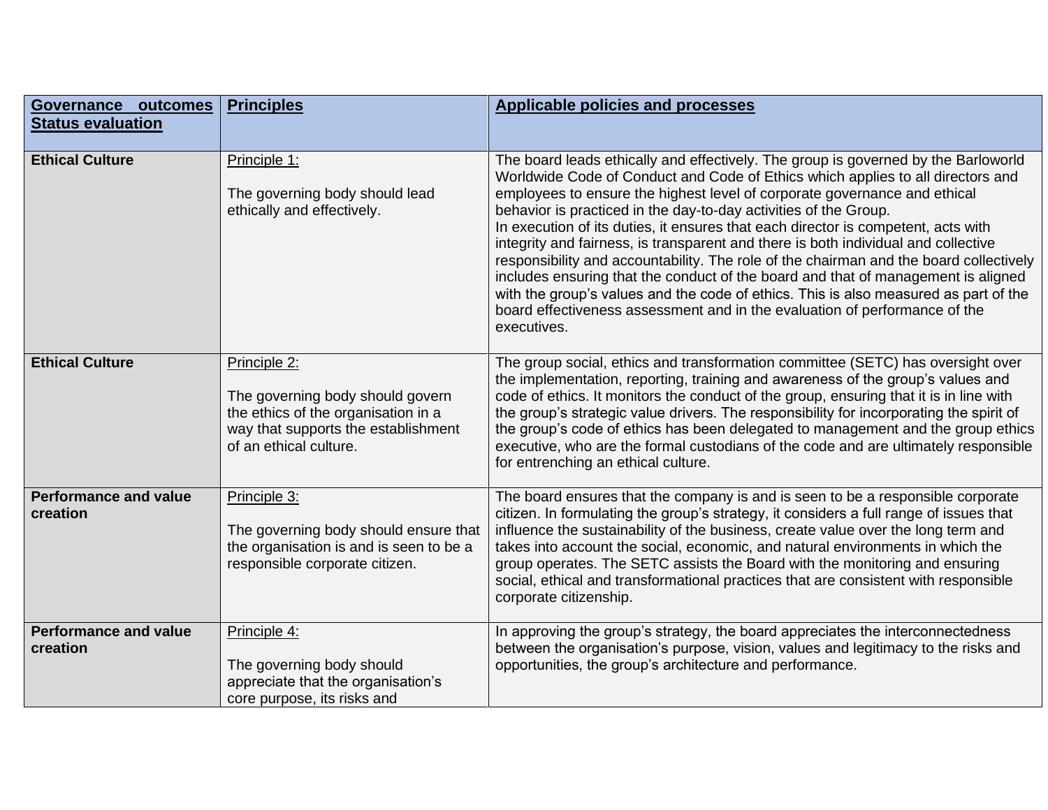| Governance outcomes Status evaluation | Principles | Applicable policies and processes |
|---|---|---|
| **Ethical Culture** | Principle 1:<br><br>The governing body should lead ethically and effectively. | The board leads ethically and effectively. The group is governed by the Barloworld Worldwide Code of Conduct and Code of Ethics which applies to all directors and employees to ensure the highest level of corporate governance and ethical behavior is practiced in the day-to-day activities of the Group.<br>In execution of its duties, it ensures that each director is competent, acts with integrity and fairness, is transparent and there is both individual and collective responsibility and accountability. The role of the chairman and the board collectively includes ensuring that the conduct of the board and that of management is aligned with the group's values and the code of ethics. This is also measured as part of the board effectiveness assessment and in the evaluation of performance of the executives. |
| **Ethical Culture** | Principle 2:<br><br>The governing body should govern the ethics of the organisation in a way that supports the establishment of an ethical culture. | The group social, ethics and transformation committee (SETC) has oversight over the implementation, reporting, training and awareness of the group's values and code of ethics. It monitors the conduct of the group, ensuring that it is in line with the group's strategic value drivers. The responsibility for incorporating the spirit of the group's code of ethics has been delegated to management and the group ethics executive, who are the formal custodians of the code and are ultimately responsible for entrenching an ethical culture. |
| **Performance and value creation** | Principle 3:<br><br>The governing body should ensure that the organisation is and is seen to be a responsible corporate citizen. | The board ensures that the company is and is seen to be a responsible corporate citizen. In formulating the group's strategy, it considers a full range of issues that influence the sustainability of the business, create value over the long term and takes into account the social, economic, and natural environments in which the group operates. The SETC assists the Board with the monitoring and ensuring social, ethical and transformational practices that are consistent with responsible corporate citizenship. |
| **Performance and value creation** | Principle 4:<br><br>The governing body should appreciate that the organisation's core purpose, its risks and | In approving the group's strategy, the board appreciates the interconnectedness between the organisation's purpose, vision, values and legitimacy to the risks and opportunities, the group's architecture and performance. |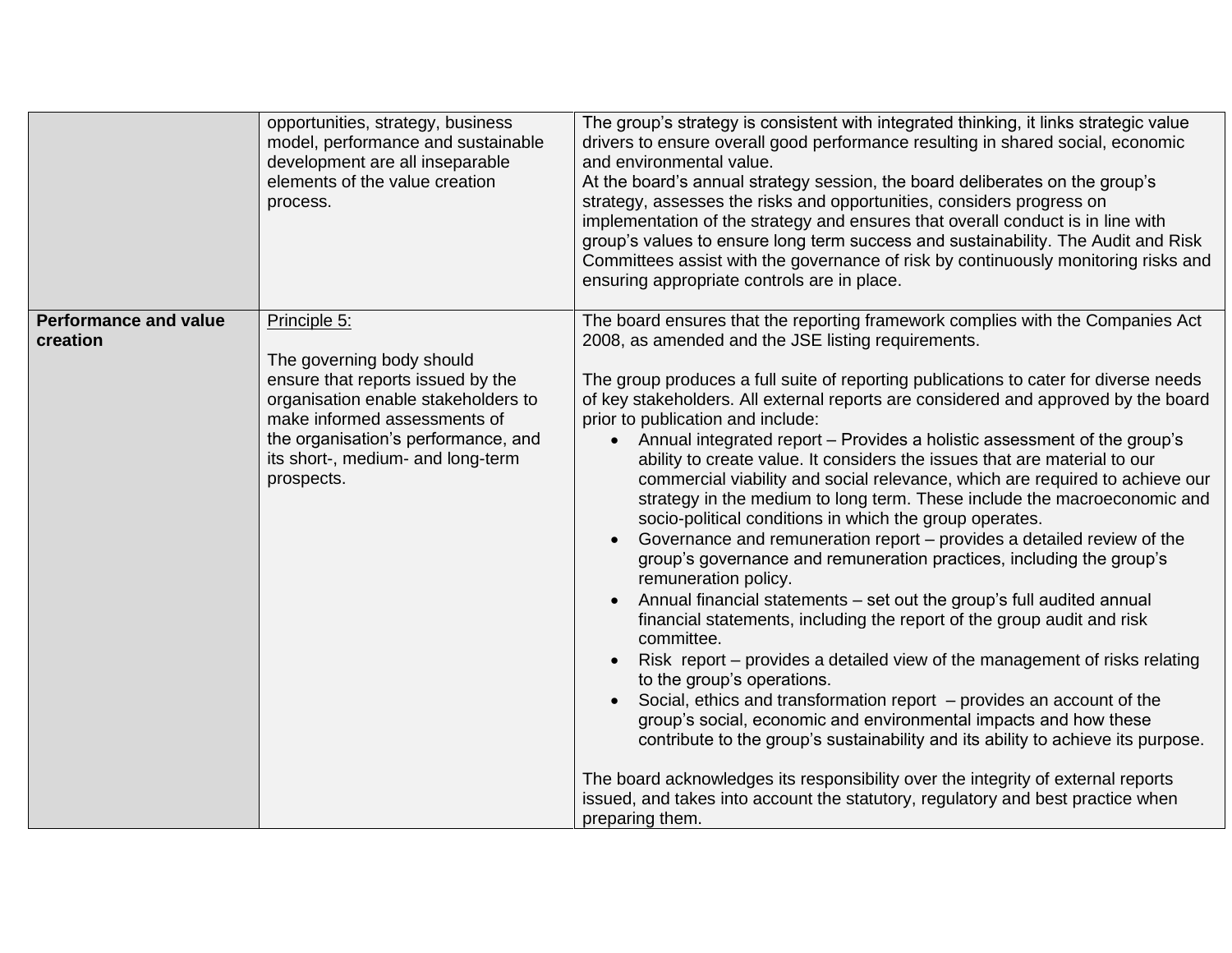| | | |
|---|---|---|
| | opportunities, strategy, business model, performance and sustainable development are all inseparable elements of the value creation process. | The group's strategy is consistent with integrated thinking, it links strategic value drivers to ensure overall good performance resulting in shared social, economic and environmental value.<br>At the board's annual strategy session, the board deliberates on the group's strategy, assesses the risks and opportunities, considers progress on implementation of the strategy and ensures that overall conduct is in line with group's values to ensure long term success and sustainability. The Audit and Risk Committees assist with the governance of risk by continuously monitoring risks and ensuring appropriate controls are in place. |
| **Performance and value creation** | Principle 5:<br><br>The governing body should ensure that reports issued by the organisation enable stakeholders to make informed assessments of the organisation's performance, and its short-, medium- and long-term prospects. | The board ensures that the reporting framework complies with the Companies Act 2008, as amended and the JSE listing requirements.<br><br>The group produces a full suite of reporting publications to cater for diverse needs of key stakeholders. All external reports are considered and approved by the board prior to publication and include:<br>• Annual integrated report – Provides a holistic assessment of the group's ability to create value. It considers the issues that are material to our commercial viability and social relevance, which are required to achieve our strategy in the medium to long term. These include the macroeconomic and socio-political conditions in which the group operates.<br>• Governance and remuneration report – provides a detailed review of the group's governance and remuneration practices, including the group's remuneration policy.<br>• Annual financial statements – set out the group's full audited annual financial statements, including the report of the group audit and risk committee.<br>• Risk report – provides a detailed view of the management of risks relating to the group's operations.<br>• Social, ethics and transformation report – provides an account of the group's social, economic and environmental impacts and how these contribute to the group's sustainability and its ability to achieve its purpose.<br><br>The board acknowledges its responsibility over the integrity of external reports issued, and takes into account the statutory, regulatory and best practice when preparing them. |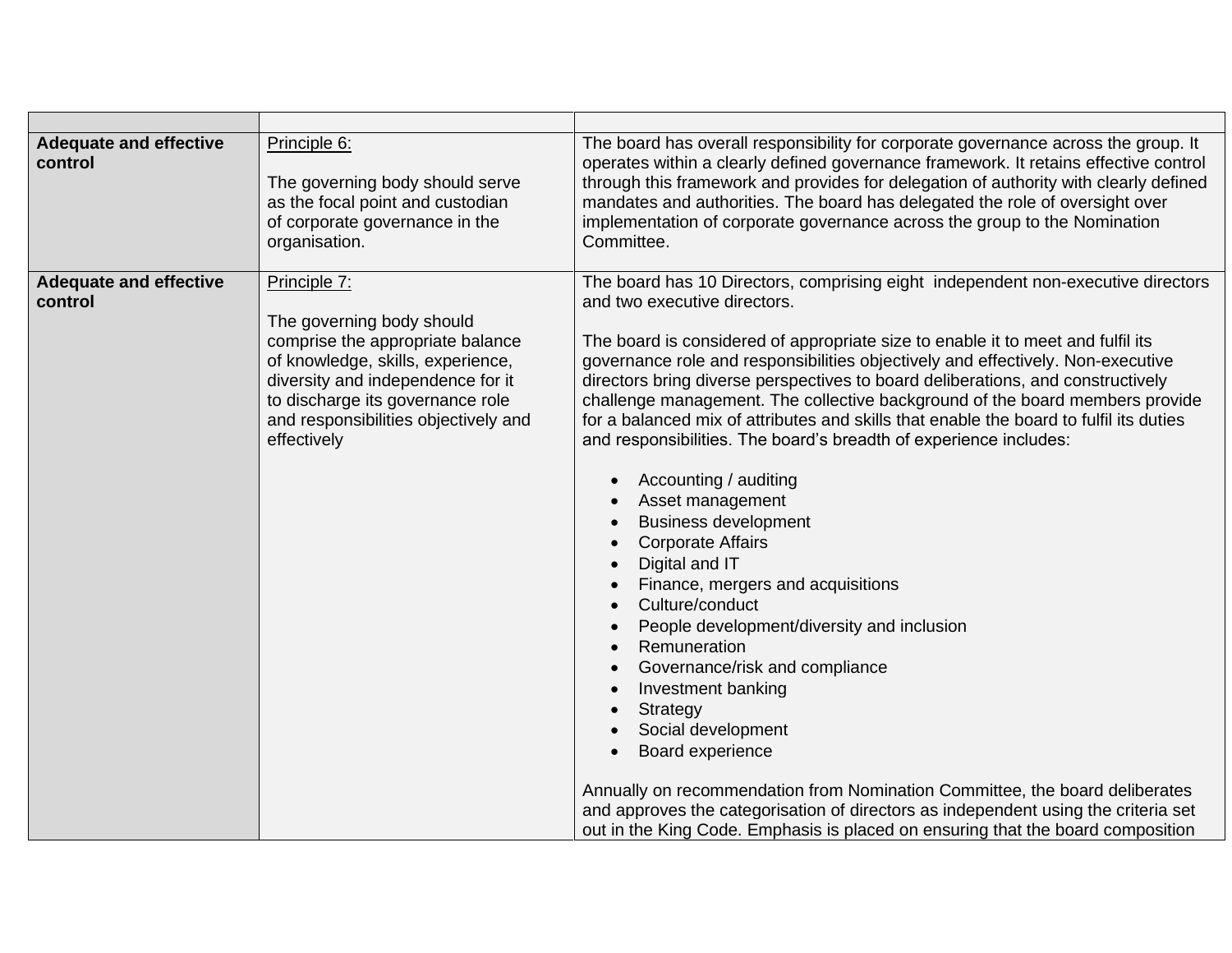| | | |
|---|---|---|
| **Adequate and effective control** | Principle 6:<br><br>The governing body should serve as the focal point and custodian of corporate governance in the organisation. | The board has overall responsibility for corporate governance across the group. It operates within a clearly defined governance framework. It retains effective control through this framework and provides for delegation of authority with clearly defined mandates and authorities. The board has delegated the role of oversight over implementation of corporate governance across the group to the Nomination Committee. |
| **Adequate and effective control** | Principle 7:<br><br>The governing body should comprise the appropriate balance of knowledge, skills, experience, diversity and independence for it to discharge its governance role and responsibilities objectively and effectively | The board has 10 Directors, comprising eight independent non-executive directors and two executive directors.<br><br>The board is considered of appropriate size to enable it to meet and fulfil its governance role and responsibilities objectively and effectively. Non-executive directors bring diverse perspectives to board deliberations, and constructively challenge management. The collective background of the board members provide for a balanced mix of attributes and skills that enable the board to fulfil its duties and responsibilities. The board's breadth of experience includes:<br><br>• Accounting / auditing<br>• Asset management<br>• Business development<br>• Corporate Affairs<br>• Digital and IT<br>• Finance, mergers and acquisitions<br>• Culture/conduct<br>• People development/diversity and inclusion<br>• Remuneration<br>• Governance/risk and compliance<br>• Investment banking<br>• Strategy<br>• Social development<br>• Board experience<br><br>Annually on recommendation from Nomination Committee, the board deliberates and approves the categorisation of directors as independent using the criteria set out in the King Code. Emphasis is placed on ensuring that the board composition |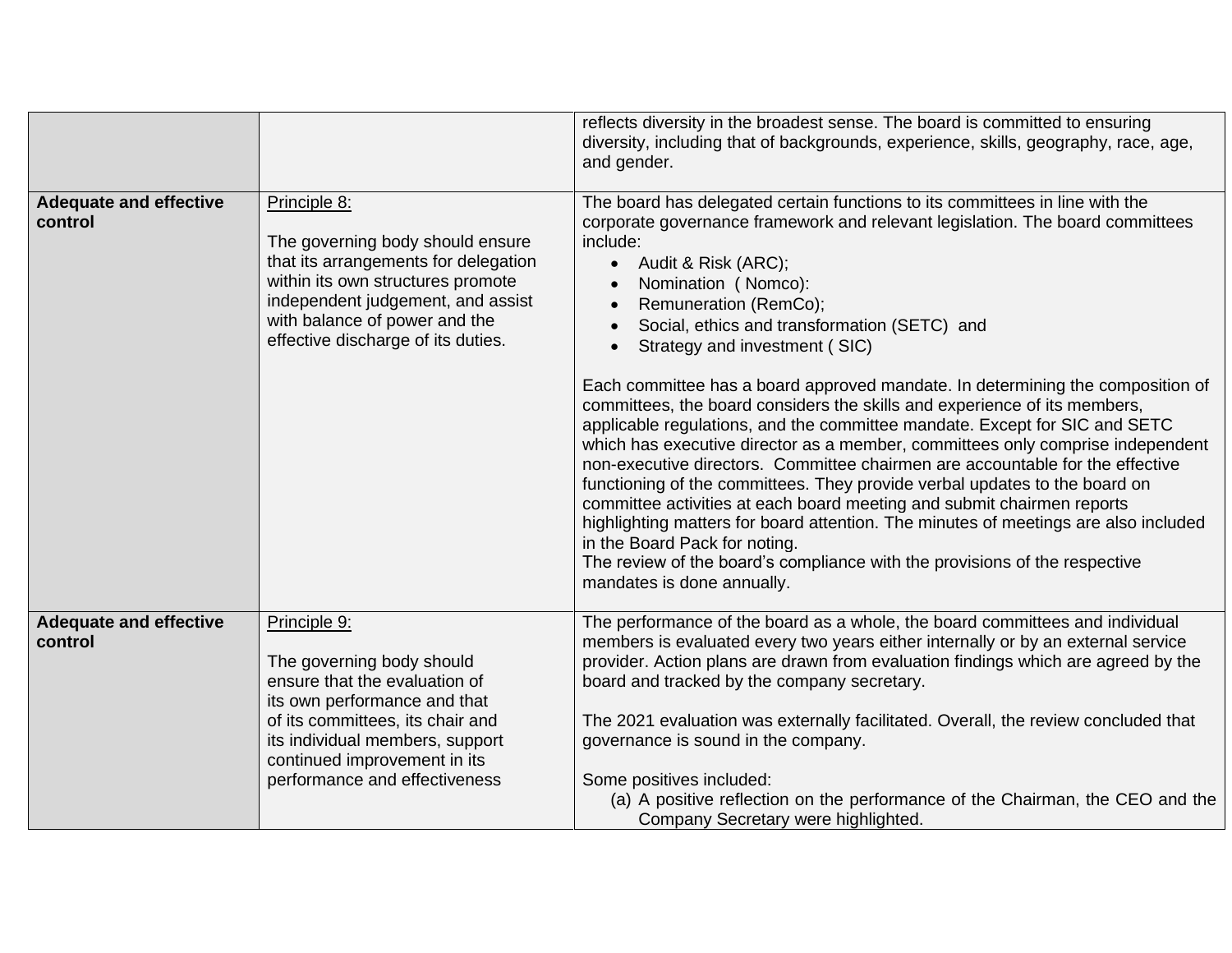| | | |
|---|---|---|
| | | reflects diversity in the broadest sense. The board is committed to ensuring diversity, including that of backgrounds, experience, skills, geography, race, age, and gender. |
| **Adequate and effective control** | Principle 8:<br><br>The governing body should ensure that its arrangements for delegation within its own structures promote independent judgement, and assist with balance of power and the effective discharge of its duties. | The board has delegated certain functions to its committees in line with the corporate governance framework and relevant legislation. The board committees include:<br>• Audit & Risk (ARC);<br>• Nomination ( Nomco):<br>• Remuneration (RemCo);<br>• Social, ethics and transformation (SETC) and<br>• Strategy and investment ( SIC)<br><br>Each committee has a board approved mandate. In determining the composition of committees, the board considers the skills and experience of its members, applicable regulations, and the committee mandate. Except for SIC and SETC which has executive director as a member, committees only comprise independent non-executive directors. Committee chairmen are accountable for the effective functioning of the committees. They provide verbal updates to the board on committee activities at each board meeting and submit chairmen reports highlighting matters for board attention. The minutes of meetings are also included in the Board Pack for noting.<br>The review of the board's compliance with the provisions of the respective mandates is done annually. |
| **Adequate and effective control** | Principle 9:<br><br>The governing body should ensure that the evaluation of its own performance and that of its committees, its chair and its individual members, support continued improvement in its performance and effectiveness | The performance of the board as a whole, the board committees and individual members is evaluated every two years either internally or by an external service provider. Action plans are drawn from evaluation findings which are agreed by the board and tracked by the company secretary.<br><br>The 2021 evaluation was externally facilitated. Overall, the review concluded that governance is sound in the company.<br><br>Some positives included:<br>(a) A positive reflection on the performance of the Chairman, the CEO and the Company Secretary were highlighted. |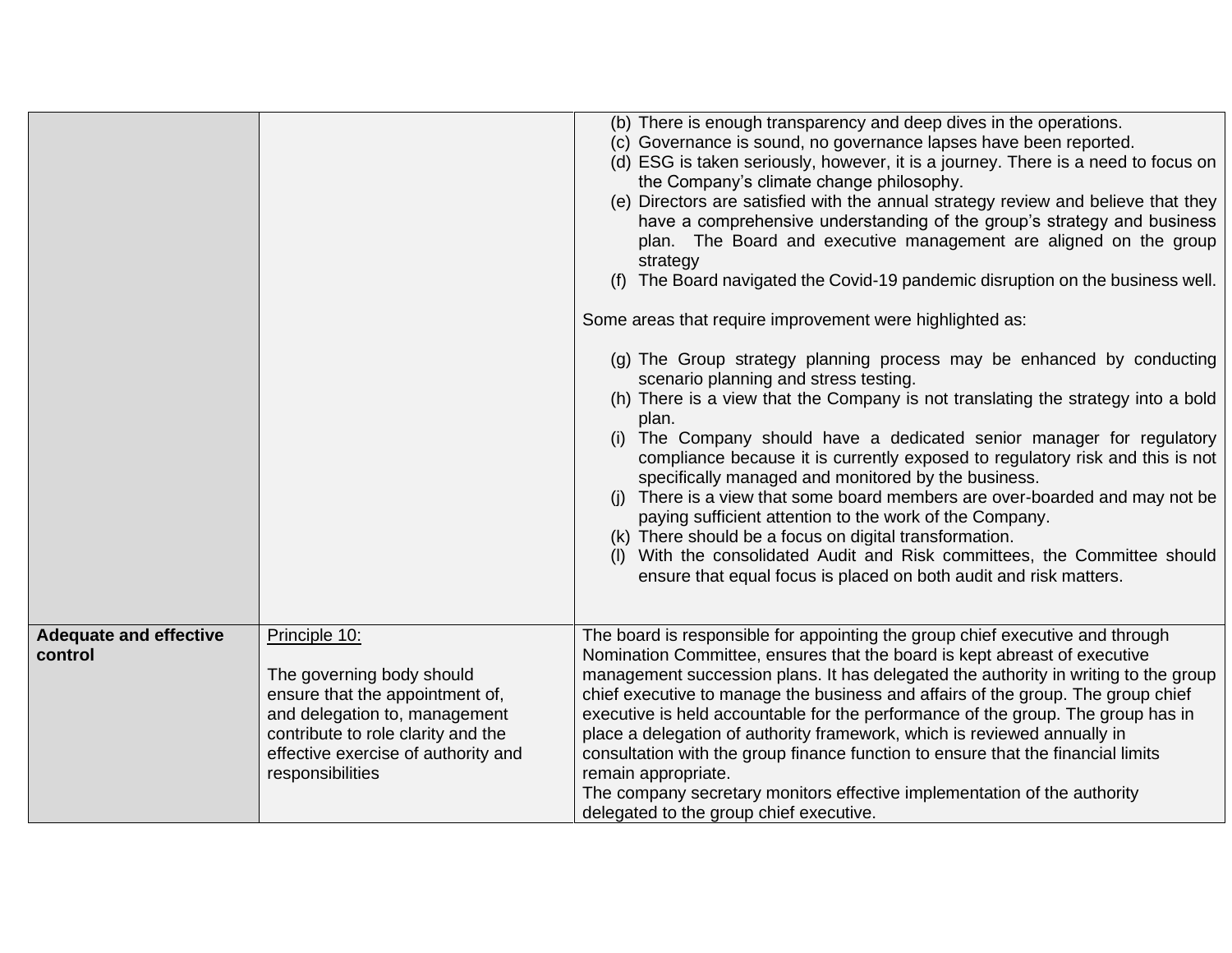| | | |
|---|---|---|
| | | (b) There is enough transparency and deep dives in the operations.<br>(c) Governance is sound, no governance lapses have been reported.<br>(d) ESG is taken seriously, however, it is a journey. There is a need to focus on the Company's climate change philosophy.<br>(e) Directors are satisfied with the annual strategy review and believe that they have a comprehensive understanding of the group's strategy and business plan. The Board and executive management are aligned on the group strategy<br>(f) The Board navigated the Covid-19 pandemic disruption on the business well.<br><br>Some areas that require improvement were highlighted as:<br><br>(g) The Group strategy planning process may be enhanced by conducting scenario planning and stress testing.<br>(h) There is a view that the Company is not translating the strategy into a bold plan.<br>(i) The Company should have a dedicated senior manager for regulatory compliance because it is currently exposed to regulatory risk and this is not specifically managed and monitored by the business.<br>(j) There is a view that some board members are over-boarded and may not be paying sufficient attention to the work of the Company.<br>(k) There should be a focus on digital transformation.<br>(l) With the consolidated Audit and Risk committees, the Committee should ensure that equal focus is placed on both audit and risk matters. |
| **Adequate and effective control** | Principle 10:<br><br>The governing body should ensure that the appointment of, and delegation to, management contribute to role clarity and the effective exercise of authority and responsibilities | The board is responsible for appointing the group chief executive and through Nomination Committee, ensures that the board is kept abreast of executive management succession plans. It has delegated the authority in writing to the group chief executive to manage the business and affairs of the group. The group chief executive is held accountable for the performance of the group. The group has in place a delegation of authority framework, which is reviewed annually in consultation with the group finance function to ensure that the financial limits remain appropriate.<br>The company secretary monitors effective implementation of the authority delegated to the group chief executive. |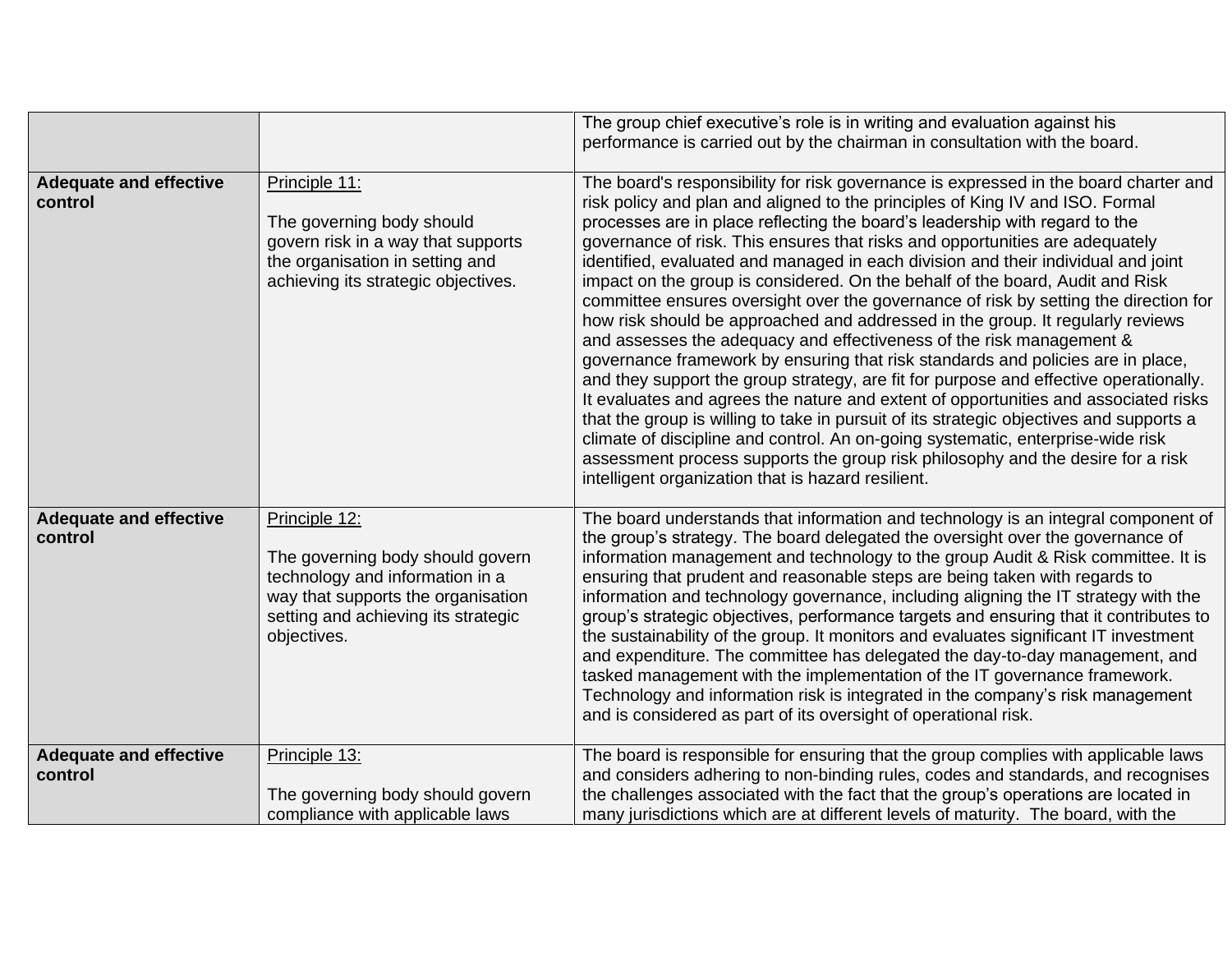| | | |
|---|---|---|
| | | The group chief executive's role is in writing and evaluation against his performance is carried out by the chairman in consultation with the board. |
| **Adequate and effective control** | Principle 11:<br><br>The governing body should govern risk in a way that supports the organisation in setting and achieving its strategic objectives. | The board's responsibility for risk governance is expressed in the board charter and risk policy and plan and aligned to the principles of King IV and ISO. Formal processes are in place reflecting the board's leadership with regard to the governance of risk. This ensures that risks and opportunities are adequately identified, evaluated and managed in each division and their individual and joint impact on the group is considered. On the behalf of the board, Audit and Risk committee ensures oversight over the governance of risk by setting the direction for how risk should be approached and addressed in the group. It regularly reviews and assesses the adequacy and effectiveness of the risk management & governance framework by ensuring that risk standards and policies are in place, and they support the group strategy, are fit for purpose and effective operationally. It evaluates and agrees the nature and extent of opportunities and associated risks that the group is willing to take in pursuit of its strategic objectives and supports a climate of discipline and control. An on-going systematic, enterprise-wide risk assessment process supports the group risk philosophy and the desire for a risk intelligent organization that is hazard resilient. |
| **Adequate and effective control** | Principle 12:<br><br>The governing body should govern technology and information in a way that supports the organisation setting and achieving its strategic objectives. | The board understands that information and technology is an integral component of the group's strategy. The board delegated the oversight over the governance of information management and technology to the group Audit & Risk committee. It is ensuring that prudent and reasonable steps are being taken with regards to information and technology governance, including aligning the IT strategy with the group's strategic objectives, performance targets and ensuring that it contributes to the sustainability of the group. It monitors and evaluates significant IT investment and expenditure. The committee has delegated the day-to-day management, and tasked management with the implementation of the IT governance framework. Technology and information risk is integrated in the company's risk management and is considered as part of its oversight of operational risk. |
| **Adequate and effective control** | Principle 13:<br><br>The governing body should govern compliance with applicable laws | The board is responsible for ensuring that the group complies with applicable laws and considers adhering to non-binding rules, codes and standards, and recognises the challenges associated with the fact that the group's operations are located in many jurisdictions which are at different levels of maturity. The board, with the |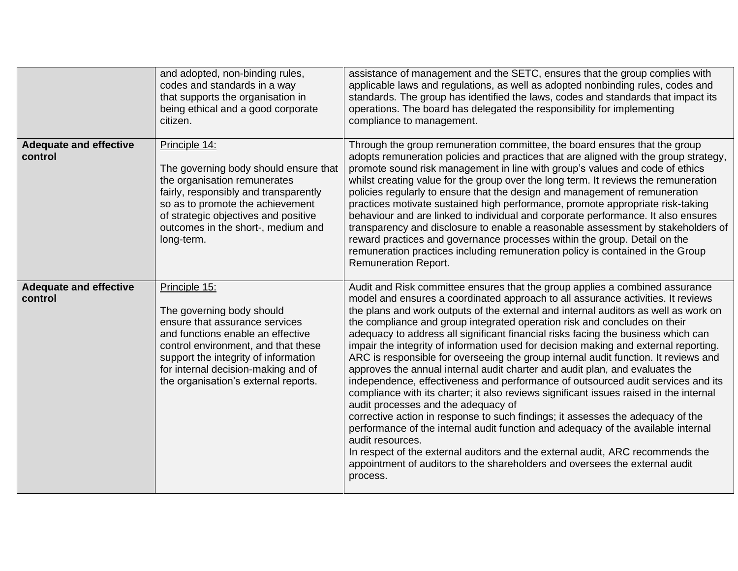|  |  |  |
|---|---|---|
|  | and adopted, non-binding rules, codes and standards in a way that supports the organisation in being ethical and a good corporate citizen. | assistance of management and the SETC, ensures that the group complies with applicable laws and regulations, as well as adopted nonbinding rules, codes and standards. The group has identified the laws, codes and standards that impact its operations. The board has delegated the responsibility for implementing compliance to management. |
| **Adequate and effective control** | Principle 14:<br><br>The governing body should ensure that the organisation remunerates fairly, responsibly and transparently so as to promote the achievement of strategic objectives and positive outcomes in the short-, medium and long-term. | Through the group remuneration committee, the board ensures that the group adopts remuneration policies and practices that are aligned with the group strategy, promote sound risk management in line with group's values and code of ethics whilst creating value for the group over the long term. It reviews the remuneration policies regularly to ensure that the design and management of remuneration practices motivate sustained high performance, promote appropriate risk-taking behaviour and are linked to individual and corporate performance. It also ensures transparency and disclosure to enable a reasonable assessment by stakeholders of reward practices and governance processes within the group. Detail on the remuneration practices including remuneration policy is contained in the Group Remuneration Report. |
| **Adequate and effective control** | Principle 15:<br><br>The governing body should ensure that assurance services and functions enable an effective control environment, and that these support the integrity of information for internal decision-making and of the organisation's external reports. | Audit and Risk committee ensures that the group applies a combined assurance model and ensures a coordinated approach to all assurance activities. It reviews the plans and work outputs of the external and internal auditors as well as work on the compliance and group integrated operation risk and concludes on their adequacy to address all significant financial risks facing the business which can impair the integrity of information used for decision making and external reporting. ARC is responsible for overseeing the group internal audit function. It reviews and approves the annual internal audit charter and audit plan, and evaluates the independence, effectiveness and performance of outsourced audit services and its compliance with its charter; it also reviews significant issues raised in the internal audit processes and the adequacy of corrective action in response to such findings; it assesses the adequacy of the performance of the internal audit function and adequacy of the available internal audit resources.<br>In respect of the external auditors and the external audit, ARC recommends the appointment of auditors to the shareholders and oversees the external audit process. |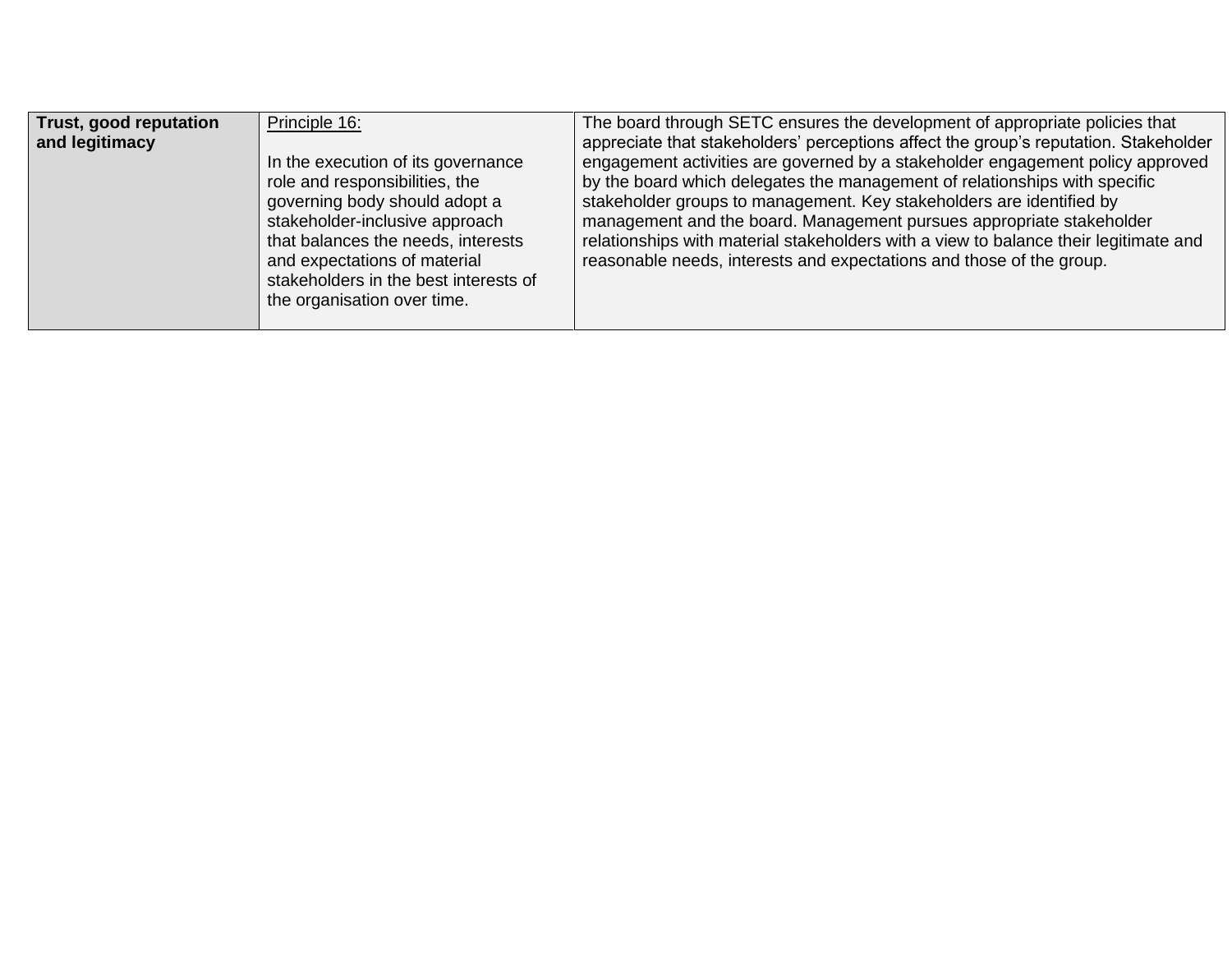| | | |
|---|---|---|
| **Trust, good reputation and legitimacy** | Principle 16:<br><br>In the execution of its governance role and responsibilities, the governing body should adopt a stakeholder-inclusive approach that balances the needs, interests and expectations of material stakeholders in the best interests of the organisation over time. | The board through SETC ensures the development of appropriate policies that appreciate that stakeholders' perceptions affect the group's reputation. Stakeholder engagement activities are governed by a stakeholder engagement policy approved by the board which delegates the management of relationships with specific stakeholder groups to management. Key stakeholders are identified by management and the board. Management pursues appropriate stakeholder relationships with material stakeholders with a view to balance their legitimate and reasonable needs, interests and expectations and those of the group. |